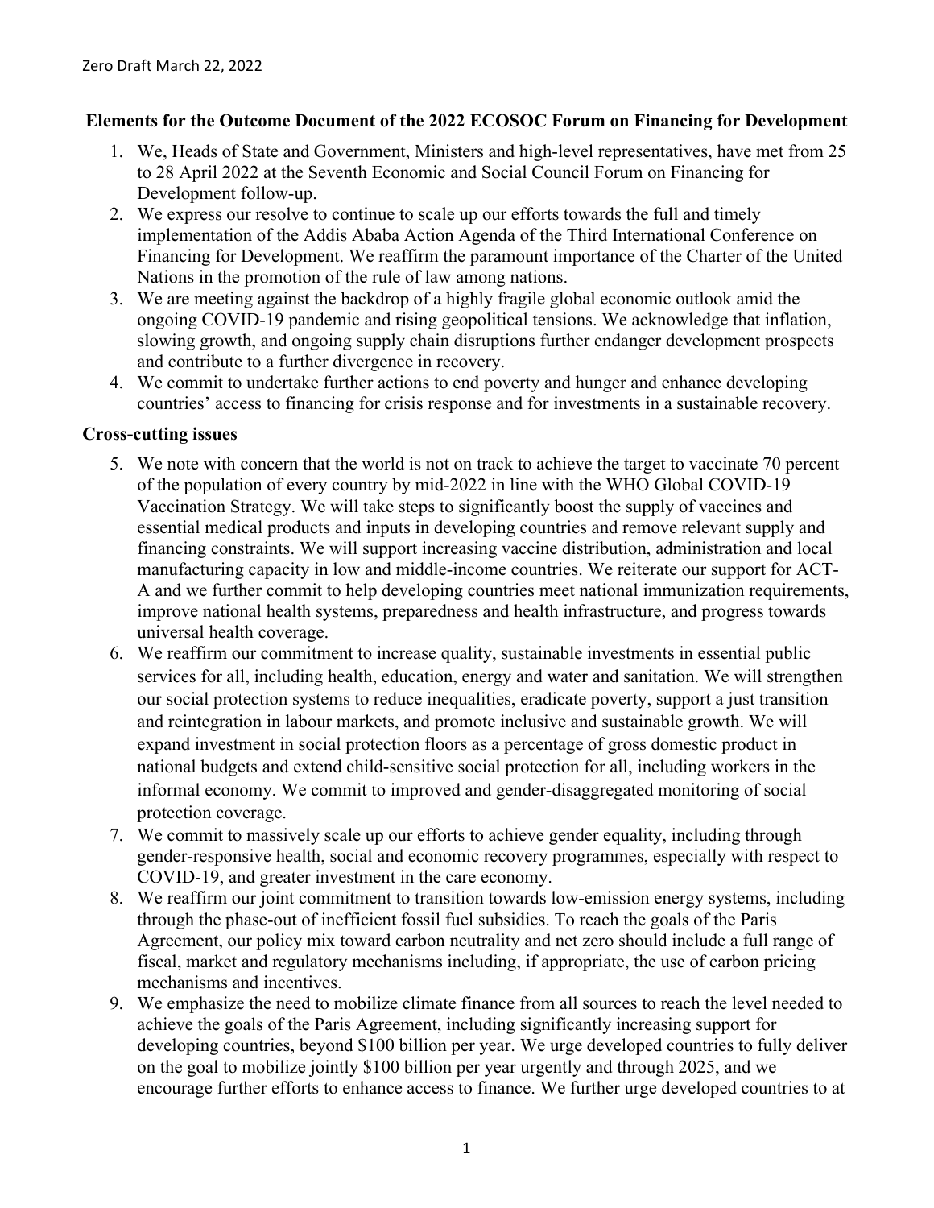Zero Draft March 22, 2022

**Elements for the Outcome Document of the 2022 ECOSOC Forum on Financing for Development**

1. We, Heads of State and Government, Ministers and high-level representatives, have met from 25 to 28 April 2022 at the Seventh Economic and Social Council Forum on Financing for Development follow-up.
2. We express our resolve to continue to scale up our efforts towards the full and timely implementation of the Addis Ababa Action Agenda of the Third International Conference on Financing for Development. We reaffirm the paramount importance of the Charter of the United Nations in the promotion of the rule of law among nations.
3. We are meeting against the backdrop of a highly fragile global economic outlook amid the ongoing COVID-19 pandemic and rising geopolitical tensions. We acknowledge that inflation, slowing growth, and ongoing supply chain disruptions further endanger development prospects and contribute to a further divergence in recovery.
4. We commit to undertake further actions to end poverty and hunger and enhance developing countries' access to financing for crisis response and for investments in a sustainable recovery.

**Cross-cutting issues**

5. We note with concern that the world is not on track to achieve the target to vaccinate 70 percent of the population of every country by mid-2022 in line with the WHO Global COVID-19 Vaccination Strategy. We will take steps to significantly boost the supply of vaccines and essential medical products and inputs in developing countries and remove relevant supply and financing constraints. We will support increasing vaccine distribution, administration and local manufacturing capacity in low and middle-income countries. We reiterate our support for ACT-A and we further commit to help developing countries meet national immunization requirements, improve national health systems, preparedness and health infrastructure, and progress towards universal health coverage.
6. We reaffirm our commitment to increase quality, sustainable investments in essential public services for all, including health, education, energy and water and sanitation. We will strengthen our social protection systems to reduce inequalities, eradicate poverty, support a just transition and reintegration in labour markets, and promote inclusive and sustainable growth. We will expand investment in social protection floors as a percentage of gross domestic product in national budgets and extend child-sensitive social protection for all, including workers in the informal economy. We commit to improved and gender-disaggregated monitoring of social protection coverage.
7. We commit to massively scale up our efforts to achieve gender equality, including through gender-responsive health, social and economic recovery programmes, especially with respect to COVID-19, and greater investment in the care economy.
8. We reaffirm our joint commitment to transition towards low-emission energy systems, including through the phase-out of inefficient fossil fuel subsidies. To reach the goals of the Paris Agreement, our policy mix toward carbon neutrality and net zero should include a full range of fiscal, market and regulatory mechanisms including, if appropriate, the use of carbon pricing mechanisms and incentives.
9. We emphasize the need to mobilize climate finance from all sources to reach the level needed to achieve the goals of the Paris Agreement, including significantly increasing support for developing countries, beyond $100 billion per year. We urge developed countries to fully deliver on the goal to mobilize jointly $100 billion per year urgently and through 2025, and we encourage further efforts to enhance access to finance. We further urge developed countries to at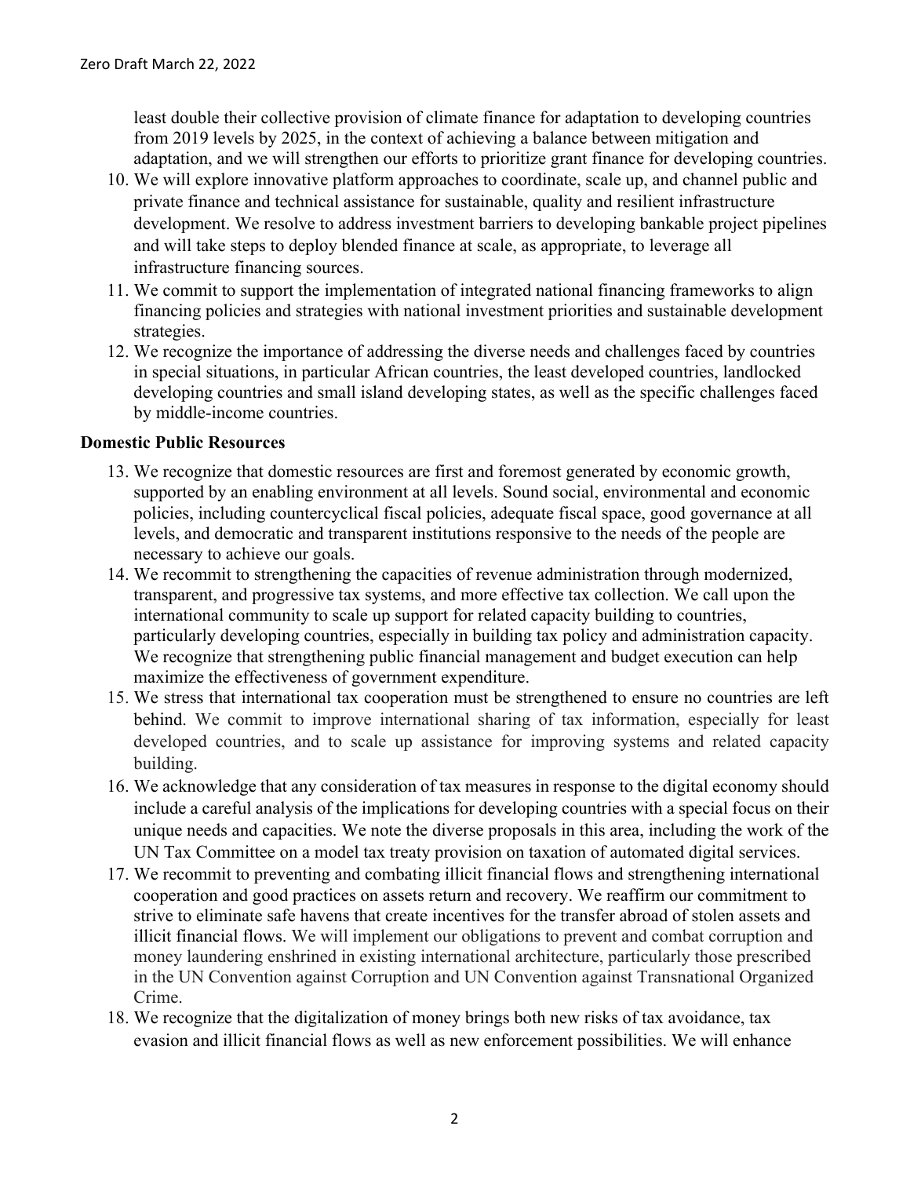least double their collective provision of climate finance for adaptation to developing countries from 2019 levels by 2025, in the context of achieving a balance between mitigation and adaptation, and we will strengthen our efforts to prioritize grant finance for developing countries.

10. We will explore innovative platform approaches to coordinate, scale up, and channel public and private finance and technical assistance for sustainable, quality and resilient infrastructure development. We resolve to address investment barriers to developing bankable project pipelines and will take steps to deploy blended finance at scale, as appropriate, to leverage all infrastructure financing sources.
11. We commit to support the implementation of integrated national financing frameworks to align financing policies and strategies with national investment priorities and sustainable development strategies.
12. We recognize the importance of addressing the diverse needs and challenges faced by countries in special situations, in particular African countries, the least developed countries, landlocked developing countries and small island developing states, as well as the specific challenges faced by middle-income countries.

**Domestic Public Resources**

13. We recognize that domestic resources are first and foremost generated by economic growth, supported by an enabling environment at all levels. Sound social, environmental and economic policies, including countercyclical fiscal policies, adequate fiscal space, good governance at all levels, and democratic and transparent institutions responsive to the needs of the people are necessary to achieve our goals.
14. We recommit to strengthening the capacities of revenue administration through modernized, transparent, and progressive tax systems, and more effective tax collection. We call upon the international community to scale up support for related capacity building to countries, particularly developing countries, especially in building tax policy and administration capacity. We recognize that strengthening public financial management and budget execution can help maximize the effectiveness of government expenditure.
15. We stress that international tax cooperation must be strengthened to ensure no countries are left behind. We commit to improve international sharing of tax information, especially for least developed countries, and to scale up assistance for improving systems and related capacity building.
16. We acknowledge that any consideration of tax measures in response to the digital economy should include a careful analysis of the implications for developing countries with a special focus on their unique needs and capacities. We note the diverse proposals in this area, including the work of the UN Tax Committee on a model tax treaty provision on taxation of automated digital services.
17. We recommit to preventing and combating illicit financial flows and strengthening international cooperation and good practices on assets return and recovery. We reaffirm our commitment to strive to eliminate safe havens that create incentives for the transfer abroad of stolen assets and illicit financial flows. We will implement our obligations to prevent and combat corruption and money laundering enshrined in existing international architecture, particularly those prescribed in the UN Convention against Corruption and UN Convention against Transnational Organized Crime.
18. We recognize that the digitalization of money brings both new risks of tax avoidance, tax evasion and illicit financial flows as well as new enforcement possibilities. We will enhance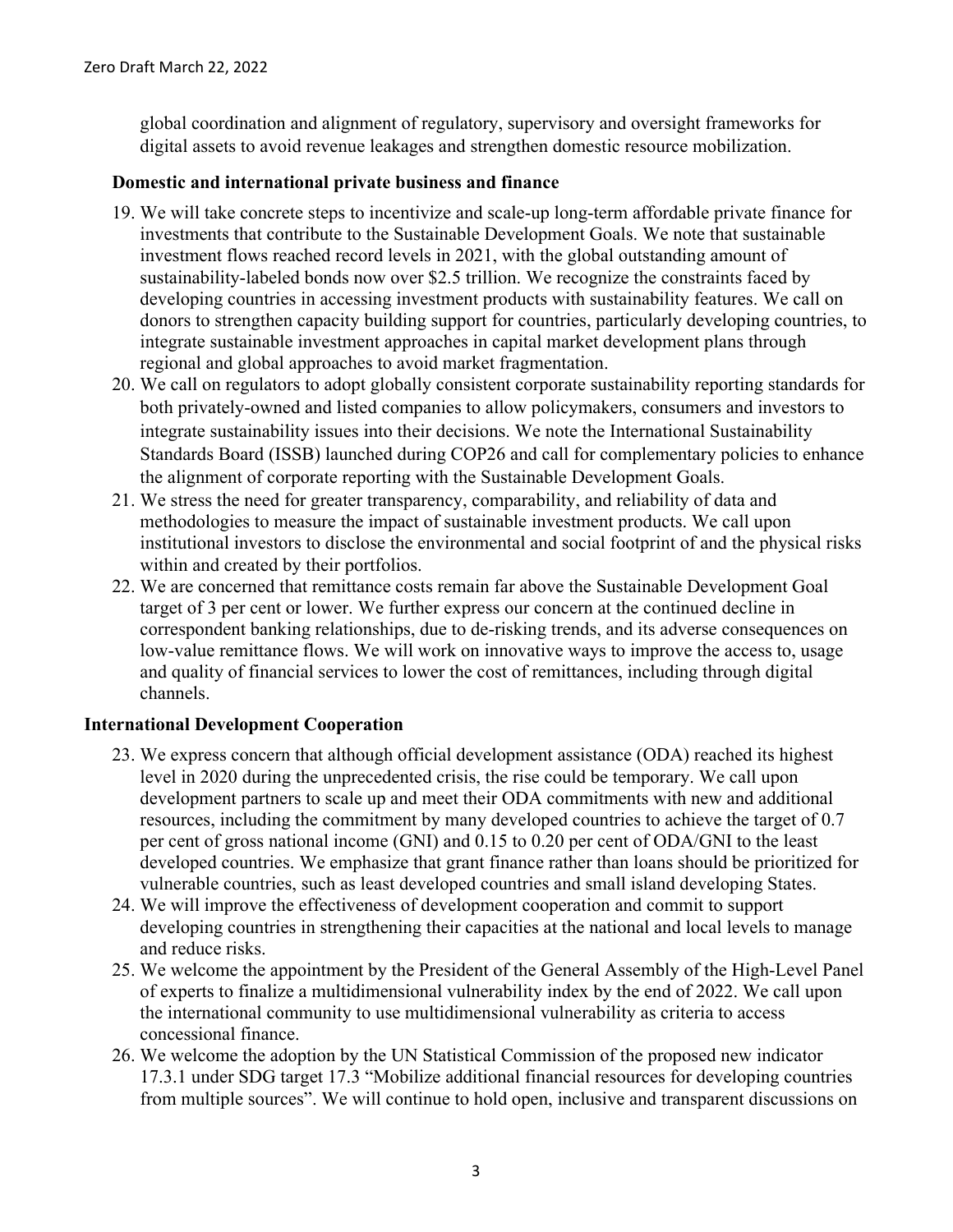global coordination and alignment of regulatory, supervisory and oversight frameworks for digital assets to avoid revenue leakages and strengthen domestic resource mobilization.

### Domestic and international private business and finance

19. We will take concrete steps to incentivize and scale-up long-term affordable private finance for investments that contribute to the Sustainable Development Goals. We note that sustainable investment flows reached record levels in 2021, with the global outstanding amount of sustainability-labeled bonds now over $2.5 trillion. We recognize the constraints faced by developing countries in accessing investment products with sustainability features. We call on donors to strengthen capacity building support for countries, particularly developing countries, to integrate sustainable investment approaches in capital market development plans through regional and global approaches to avoid market fragmentation.
20. We call on regulators to adopt globally consistent corporate sustainability reporting standards for both privately-owned and listed companies to allow policymakers, consumers and investors to integrate sustainability issues into their decisions. We note the International Sustainability Standards Board (ISSB) launched during COP26 and call for complementary policies to enhance the alignment of corporate reporting with the Sustainable Development Goals.
21. We stress the need for greater transparency, comparability, and reliability of data and methodologies to measure the impact of sustainable investment products. We call upon institutional investors to disclose the environmental and social footprint of and the physical risks within and created by their portfolios.
22. We are concerned that remittance costs remain far above the Sustainable Development Goal target of 3 per cent or lower. We further express our concern at the continued decline in correspondent banking relationships, due to de-risking trends, and its adverse consequences on low-value remittance flows. We will work on innovative ways to improve the access to, usage and quality of financial services to lower the cost of remittances, including through digital channels.

## International Development Cooperation

23. We express concern that although official development assistance (ODA) reached its highest level in 2020 during the unprecedented crisis, the rise could be temporary. We call upon development partners to scale up and meet their ODA commitments with new and additional resources, including the commitment by many developed countries to achieve the target of 0.7 per cent of gross national income (GNI) and 0.15 to 0.20 per cent of ODA/GNI to the least developed countries. We emphasize that grant finance rather than loans should be prioritized for vulnerable countries, such as least developed countries and small island developing States.
24. We will improve the effectiveness of development cooperation and commit to support developing countries in strengthening their capacities at the national and local levels to manage and reduce risks.
25. We welcome the appointment by the President of the General Assembly of the High-Level Panel of experts to finalize a multidimensional vulnerability index by the end of 2022. We call upon the international community to use multidimensional vulnerability as criteria to access concessional finance.
26. We welcome the adoption by the UN Statistical Commission of the proposed new indicator 17.3.1 under SDG target 17.3 "Mobilize additional financial resources for developing countries from multiple sources". We will continue to hold open, inclusive and transparent discussions on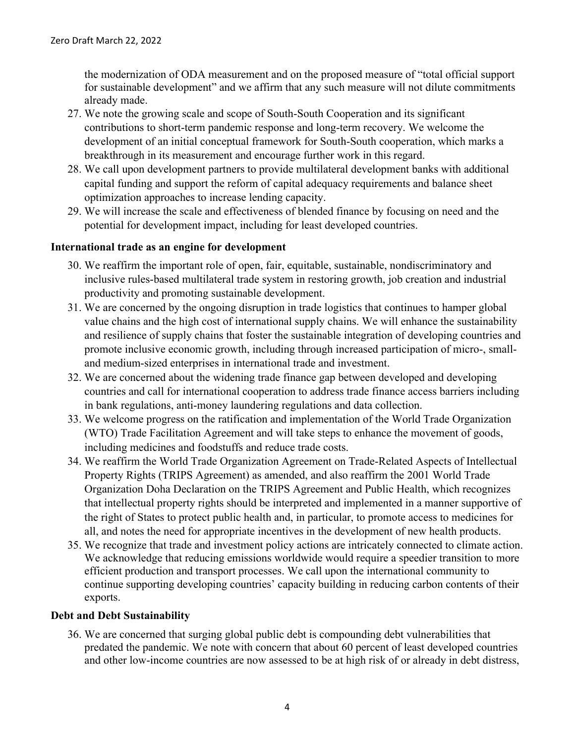the modernization of ODA measurement and on the proposed measure of "total official support for sustainable development" and we affirm that any such measure will not dilute commitments already made.

27. We note the growing scale and scope of South-South Cooperation and its significant contributions to short-term pandemic response and long-term recovery. We welcome the development of an initial conceptual framework for South-South cooperation, which marks a breakthrough in its measurement and encourage further work in this regard.
28. We call upon development partners to provide multilateral development banks with additional capital funding and support the reform of capital adequacy requirements and balance sheet optimization approaches to increase lending capacity.
29. We will increase the scale and effectiveness of blended finance by focusing on need and the potential for development impact, including for least developed countries.

**International trade as an engine for development**

30. We reaffirm the important role of open, fair, equitable, sustainable, nondiscriminatory and inclusive rules-based multilateral trade system in restoring growth, job creation and industrial productivity and promoting sustainable development.
31. We are concerned by the ongoing disruption in trade logistics that continues to hamper global value chains and the high cost of international supply chains. We will enhance the sustainability and resilience of supply chains that foster the sustainable integration of developing countries and promote inclusive economic growth, including through increased participation of micro-, small- and medium-sized enterprises in international trade and investment.
32. We are concerned about the widening trade finance gap between developed and developing countries and call for international cooperation to address trade finance access barriers including in bank regulations, anti-money laundering regulations and data collection.
33. We welcome progress on the ratification and implementation of the World Trade Organization (WTO) Trade Facilitation Agreement and will take steps to enhance the movement of goods, including medicines and foodstuffs and reduce trade costs.
34. We reaffirm the World Trade Organization Agreement on Trade-Related Aspects of Intellectual Property Rights (TRIPS Agreement) as amended, and also reaffirm the 2001 World Trade Organization Doha Declaration on the TRIPS Agreement and Public Health, which recognizes that intellectual property rights should be interpreted and implemented in a manner supportive of the right of States to protect public health and, in particular, to promote access to medicines for all, and notes the need for appropriate incentives in the development of new health products.
35. We recognize that trade and investment policy actions are intricately connected to climate action. We acknowledge that reducing emissions worldwide would require a speedier transition to more efficient production and transport processes. We call upon the international community to continue supporting developing countries' capacity building in reducing carbon contents of their exports.

**Debt and Debt Sustainability**

36. We are concerned that surging global public debt is compounding debt vulnerabilities that predated the pandemic. We note with concern that about 60 percent of least developed countries and other low-income countries are now assessed to be at high risk of or already in debt distress,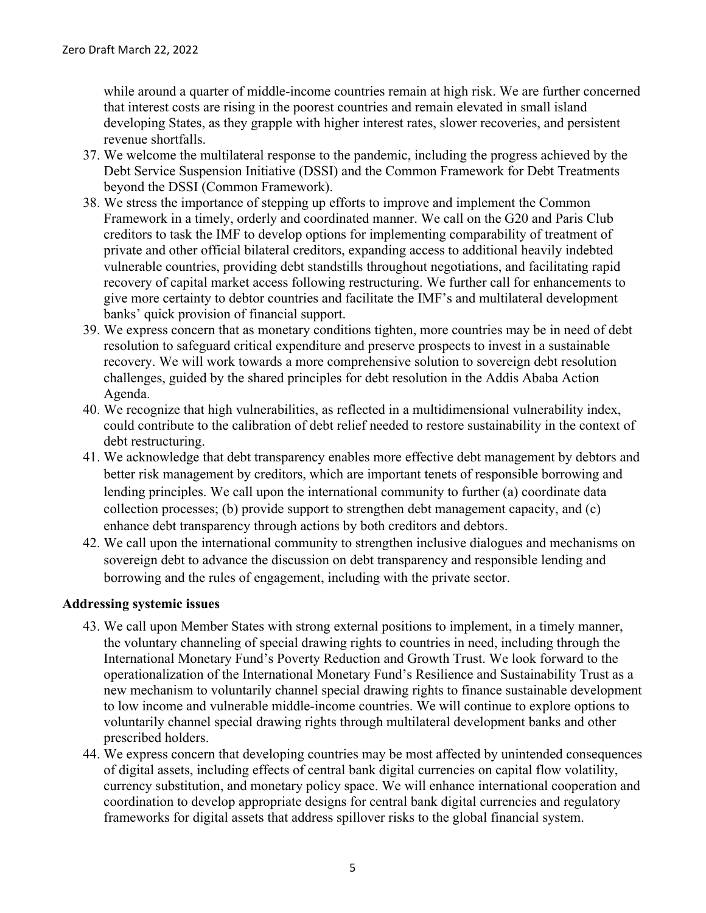while around a quarter of middle-income countries remain at high risk. We are further concerned that interest costs are rising in the poorest countries and remain elevated in small island developing States, as they grapple with higher interest rates, slower recoveries, and persistent revenue shortfalls.

37. We welcome the multilateral response to the pandemic, including the progress achieved by the Debt Service Suspension Initiative (DSSI) and the Common Framework for Debt Treatments beyond the DSSI (Common Framework).
38. We stress the importance of stepping up efforts to improve and implement the Common Framework in a timely, orderly and coordinated manner. We call on the G20 and Paris Club creditors to task the IMF to develop options for implementing comparability of treatment of private and other official bilateral creditors, expanding access to additional heavily indebted vulnerable countries, providing debt standstills throughout negotiations, and facilitating rapid recovery of capital market access following restructuring. We further call for enhancements to give more certainty to debtor countries and facilitate the IMF's and multilateral development banks' quick provision of financial support.
39. We express concern that as monetary conditions tighten, more countries may be in need of debt resolution to safeguard critical expenditure and preserve prospects to invest in a sustainable recovery. We will work towards a more comprehensive solution to sovereign debt resolution challenges, guided by the shared principles for debt resolution in the Addis Ababa Action Agenda.
40. We recognize that high vulnerabilities, as reflected in a multidimensional vulnerability index, could contribute to the calibration of debt relief needed to restore sustainability in the context of debt restructuring.
41. We acknowledge that debt transparency enables more effective debt management by debtors and better risk management by creditors, which are important tenets of responsible borrowing and lending principles. We call upon the international community to further (a) coordinate data collection processes; (b) provide support to strengthen debt management capacity, and (c) enhance debt transparency through actions by both creditors and debtors.
42. We call upon the international community to strengthen inclusive dialogues and mechanisms on sovereign debt to advance the discussion on debt transparency and responsible lending and borrowing and the rules of engagement, including with the private sector.

**Addressing systemic issues**

43. We call upon Member States with strong external positions to implement, in a timely manner, the voluntary channeling of special drawing rights to countries in need, including through the International Monetary Fund's Poverty Reduction and Growth Trust. We look forward to the operationalization of the International Monetary Fund's Resilience and Sustainability Trust as a new mechanism to voluntarily channel special drawing rights to finance sustainable development to low income and vulnerable middle-income countries. We will continue to explore options to voluntarily channel special drawing rights through multilateral development banks and other prescribed holders.
44. We express concern that developing countries may be most affected by unintended consequences of digital assets, including effects of central bank digital currencies on capital flow volatility, currency substitution, and monetary policy space. We will enhance international cooperation and coordination to develop appropriate designs for central bank digital currencies and regulatory frameworks for digital assets that address spillover risks to the global financial system.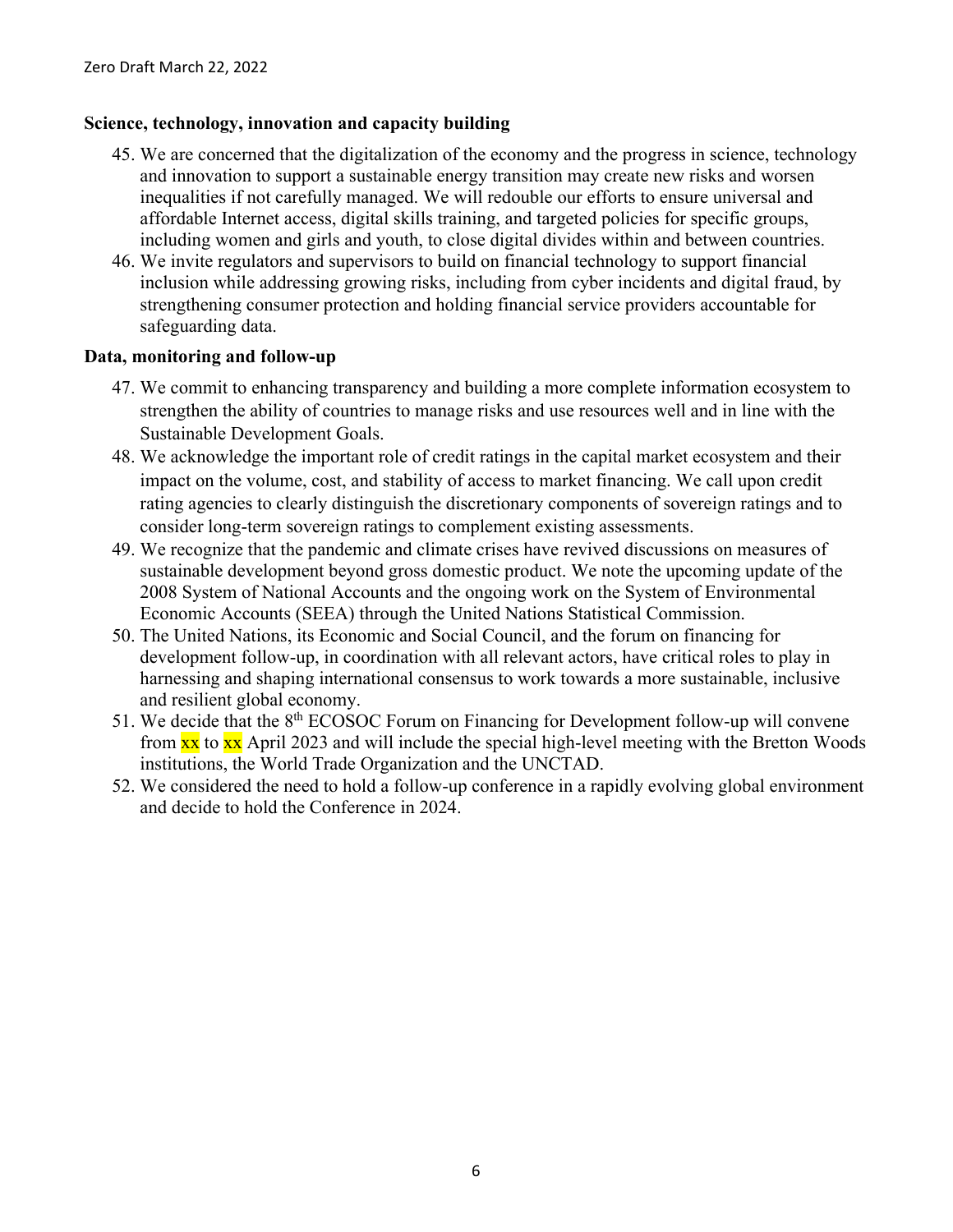### Science, technology, innovation and capacity building

45. We are concerned that the digitalization of the economy and the progress in science, technology and innovation to support a sustainable energy transition may create new risks and worsen inequalities if not carefully managed. We will redouble our efforts to ensure universal and affordable Internet access, digital skills training, and targeted policies for specific groups, including women and girls and youth, to close digital divides within and between countries.
46. We invite regulators and supervisors to build on financial technology to support financial inclusion while addressing growing risks, including from cyber incidents and digital fraud, by strengthening consumer protection and holding financial service providers accountable for safeguarding data.

### Data, monitoring and follow-up

47. We commit to enhancing transparency and building a more complete information ecosystem to strengthen the ability of countries to manage risks and use resources well and in line with the Sustainable Development Goals.
48. We acknowledge the important role of credit ratings in the capital market ecosystem and their impact on the volume, cost, and stability of access to market financing. We call upon credit rating agencies to clearly distinguish the discretionary components of sovereign ratings and to consider long-term sovereign ratings to complement existing assessments.
49. We recognize that the pandemic and climate crises have revived discussions on measures of sustainable development beyond gross domestic product. We note the upcoming update of the 2008 System of National Accounts and the ongoing work on the System of Environmental Economic Accounts (SEEA) through the United Nations Statistical Commission.
50. The United Nations, its Economic and Social Council, and the forum on financing for development follow-up, in coordination with all relevant actors, have critical roles to play in harnessing and shaping international consensus to work towards a more sustainable, inclusive and resilient global economy.
51. We decide that the 8th ECOSOC Forum on Financing for Development follow-up will convene from xx to xx April 2023 and will include the special high-level meeting with the Bretton Woods institutions, the World Trade Organization and the UNCTAD.
52. We considered the need to hold a follow-up conference in a rapidly evolving global environment and decide to hold the Conference in 2024.